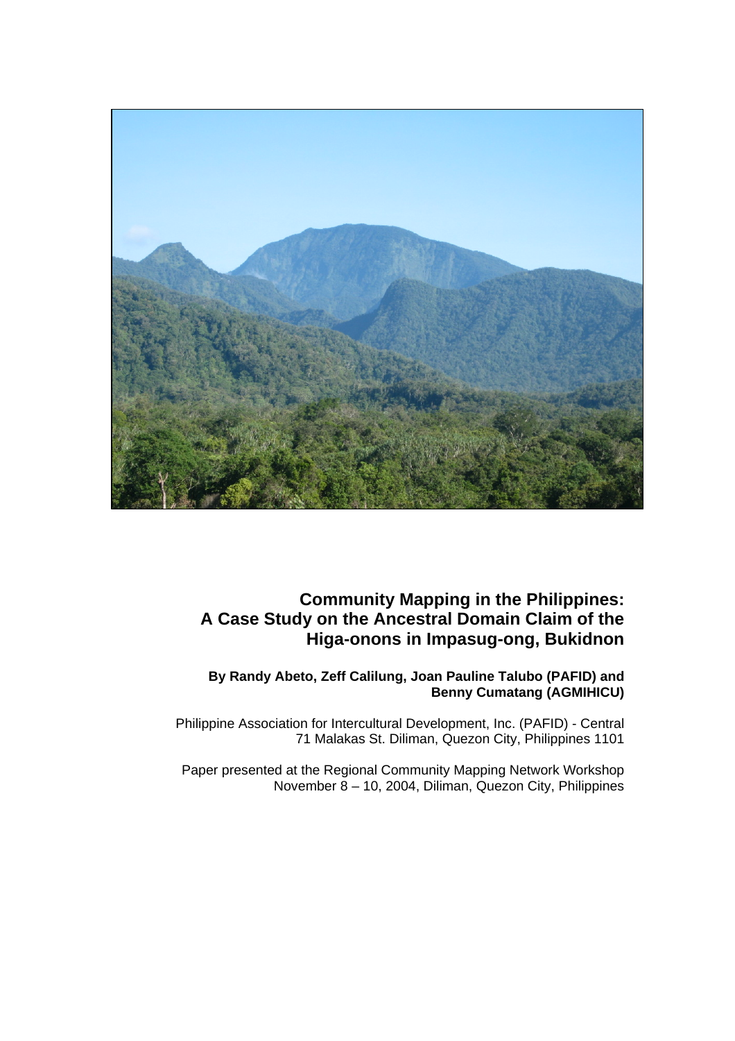# Community Mapping in the Philippines: A Case Study on the Ancestral Domain Claim of the Higa-onons in Impasug-ong, Bukidnon

**By Randy Abeto, Zeff Calilung, Joan Pauline Talubo (PAFID) and Benny Cumatang (AGMIHICU)**

Philippine Association for Intercultural Development, Inc. (PAFID) - Central
71 Malakas St. Diliman, Quezon City, Philippines 1101

Paper presented at the Regional Community Mapping Network Workshop
November 8 – 10, 2004, Diliman, Quezon City, Philippines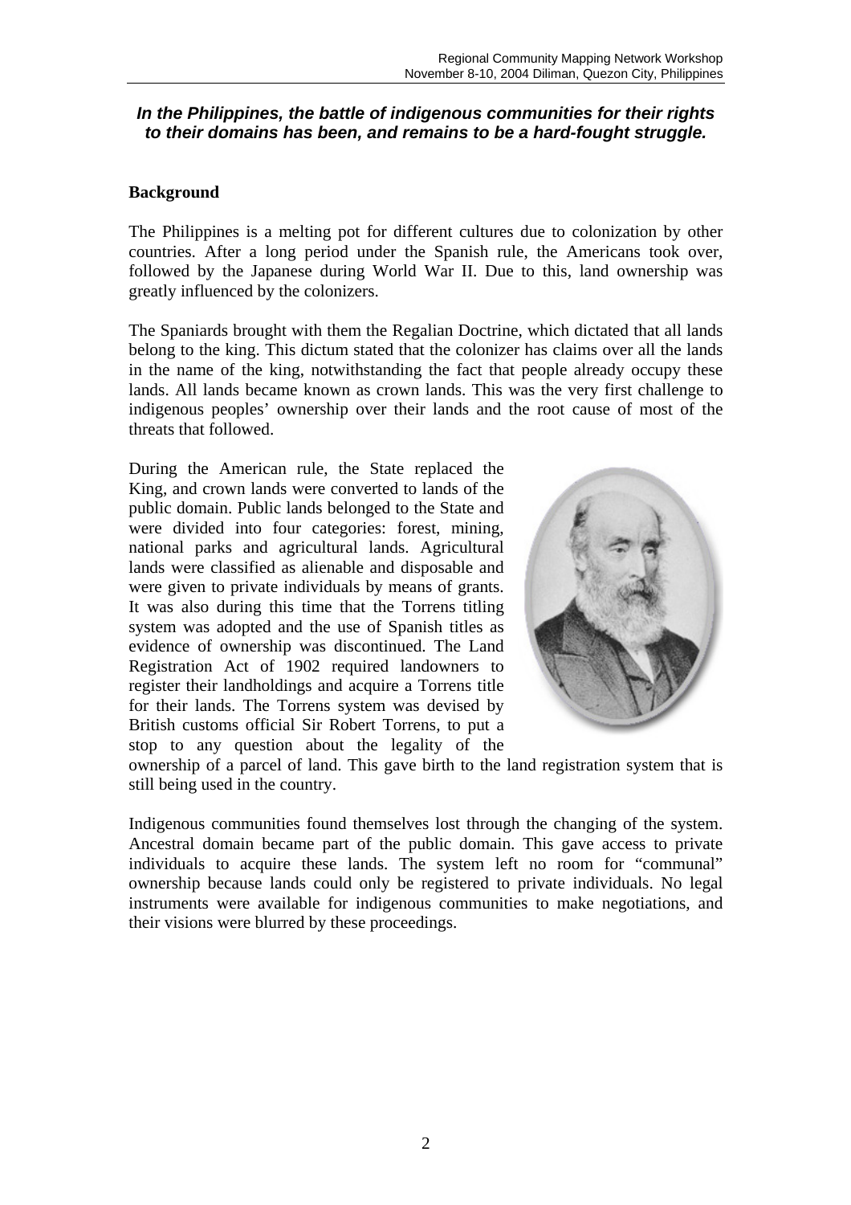***In the Philippines, the battle of indigenous communities for their rights to their domains has been, and remains to be a hard-fought struggle.***

## Background

The Philippines is a melting pot for different cultures due to colonization by other countries. After a long period under the Spanish rule, the Americans took over, followed by the Japanese during World War II. Due to this, land ownership was greatly influenced by the colonizers.

The Spaniards brought with them the Regalian Doctrine, which dictated that all lands belong to the king. This dictum stated that the colonizer has claims over all the lands in the name of the king, notwithstanding the fact that people already occupy these lands. All lands became known as crown lands. This was the very first challenge to indigenous peoples' ownership over their lands and the root cause of most of the threats that followed.

During the American rule, the State replaced the King, and crown lands were converted to lands of the public domain. Public lands belonged to the State and were divided into four categories: forest, mining, national parks and agricultural lands. Agricultural lands were classified as alienable and disposable and were given to private individuals by means of grants. It was also during this time that the Torrens titling system was adopted and the use of Spanish titles as evidence of ownership was discontinued. The Land Registration Act of 1902 required landowners to register their landholdings and acquire a Torrens title for their lands. The Torrens system was devised by British customs official Sir Robert Torrens, to put a stop to any question about the legality of the ownership of a parcel of land. This gave birth to the land registration system that is still being used in the country.

Indigenous communities found themselves lost through the changing of the system. Ancestral domain became part of the public domain. This gave access to private individuals to acquire these lands. The system left no room for "communal" ownership because lands could only be registered to private individuals. No legal instruments were available for indigenous communities to make negotiations, and their visions were blurred by these proceedings.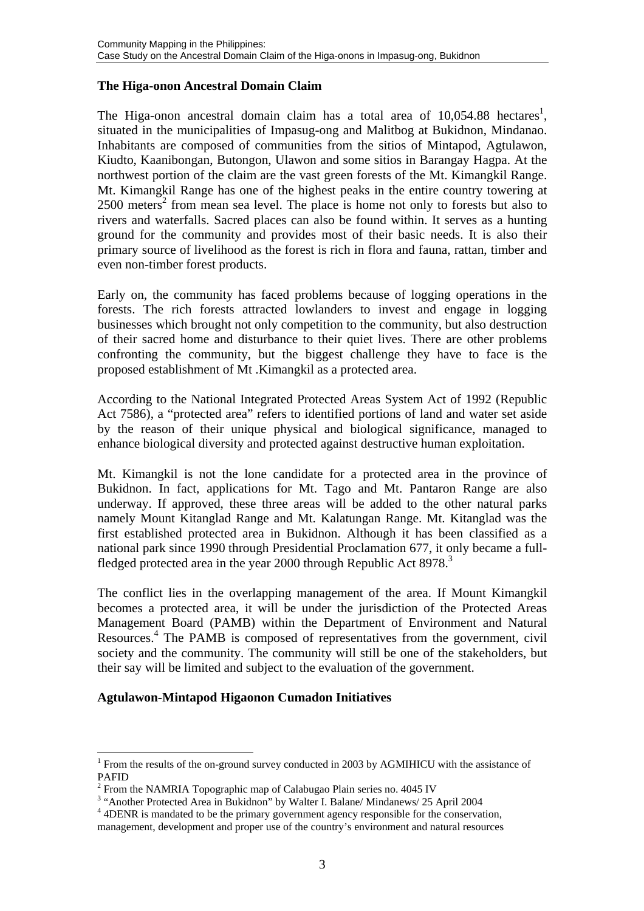### The Higa-onon Ancestral Domain Claim

The Higa-onon ancestral domain claim has a total area of 10,054.88 hectares[1], situated in the municipalities of Impasug-ong and Malitbog at Bukidnon, Mindanao. Inhabitants are composed of communities from the sitios of Mintapod, Agtulawon, Kiudto, Kaanibongan, Butongon, Ulawon and some sitios in Barangay Hagpa. At the northwest portion of the claim are the vast green forests of the Mt. Kimangkil Range. Mt. Kimangkil Range has one of the highest peaks in the entire country towering at 2500 meters[2] from mean sea level. The place is home not only to forests but also to rivers and waterfalls. Sacred places can also be found within. It serves as a hunting ground for the community and provides most of their basic needs. It is also their primary source of livelihood as the forest is rich in flora and fauna, rattan, timber and even non-timber forest products.

Early on, the community has faced problems because of logging operations in the forests. The rich forests attracted lowlanders to invest and engage in logging businesses which brought not only competition to the community, but also destruction of their sacred home and disturbance to their quiet lives. There are other problems confronting the community, but the biggest challenge they have to face is the proposed establishment of Mt .Kimangkil as a protected area.

According to the National Integrated Protected Areas System Act of 1992 (Republic Act 7586), a "protected area" refers to identified portions of land and water set aside by the reason of their unique physical and biological significance, managed to enhance biological diversity and protected against destructive human exploitation.

Mt. Kimangkil is not the lone candidate for a protected area in the province of Bukidnon. In fact, applications for Mt. Tago and Mt. Pantaron Range are also underway. If approved, these three areas will be added to the other natural parks namely Mount Kitanglad Range and Mt. Kalatungan Range. Mt. Kitanglad was the first established protected area in Bukidnon. Although it has been classified as a national park since 1990 through Presidential Proclamation 677, it only became a full-fledged protected area in the year 2000 through Republic Act 8978.[3]

The conflict lies in the overlapping management of the area. If Mount Kimangkil becomes a protected area, it will be under the jurisdiction of the Protected Areas Management Board (PAMB) within the Department of Environment and Natural Resources.[4] The PAMB is composed of representatives from the government, civil society and the community. The community will still be one of the stakeholders, but their say will be limited and subject to the evaluation of the government.

### Agtulawon-Mintapod Higaonon Cumadon Initiatives

---

[1] From the results of the on-ground survey conducted in 2003 by AGMIHICU with the assistance of PAFID

[2] From the NAMRIA Topographic map of Calabugao Plain series no. 4045 IV

[3] "Another Protected Area in Bukidnon" by Walter I. Balane/ Mindanews/ 25 April 2004

[4] 4DENR is mandated to be the primary government agency responsible for the conservation, management, development and proper use of the country's environment and natural resources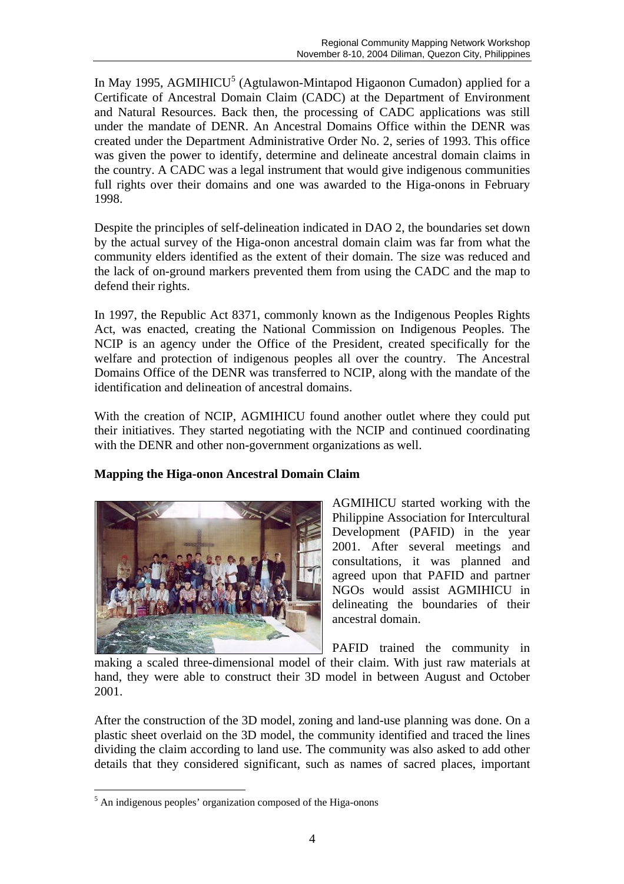In May 1995, AGMIHICU[5] (Agtulawon-Mintapod Higaonon Cumadon) applied for a Certificate of Ancestral Domain Claim (CADC) at the Department of Environment and Natural Resources. Back then, the processing of CADC applications was still under the mandate of DENR. An Ancestral Domains Office within the DENR was created under the Department Administrative Order No. 2, series of 1993. This office was given the power to identify, determine and delineate ancestral domain claims in the country. A CADC was a legal instrument that would give indigenous communities full rights over their domains and one was awarded to the Higa-onons in February 1998.

Despite the principles of self-delineation indicated in DAO 2, the boundaries set down by the actual survey of the Higa-onon ancestral domain claim was far from what the community elders identified as the extent of their domain. The size was reduced and the lack of on-ground markers prevented them from using the CADC and the map to defend their rights.

In 1997, the Republic Act 8371, commonly known as the Indigenous Peoples Rights Act, was enacted, creating the National Commission on Indigenous Peoples. The NCIP is an agency under the Office of the President, created specifically for the welfare and protection of indigenous peoples all over the country. The Ancestral Domains Office of the DENR was transferred to NCIP, along with the mandate of the identification and delineation of ancestral domains.

With the creation of NCIP, AGMIHICU found another outlet where they could put their initiatives. They started negotiating with the NCIP and continued coordinating with the DENR and other non-government organizations as well.

**Mapping the Higa-onon Ancestral Domain Claim**

AGMIHICU started working with the Philippine Association for Intercultural Development (PAFID) in the year 2001. After several meetings and consultations, it was planned and agreed upon that PAFID and partner NGOs would assist AGMIHICU in delineating the boundaries of their ancestral domain.

PAFID trained the community in making a scaled three-dimensional model of their claim. With just raw materials at hand, they were able to construct their 3D model in between August and October 2001.

After the construction of the 3D model, zoning and land-use planning was done. On a plastic sheet overlaid on the 3D model, the community identified and traced the lines dividing the claim according to land use. The community was also asked to add other details that they considered significant, such as names of sacred places, important

[5] An indigenous peoples' organization composed of the Higa-onons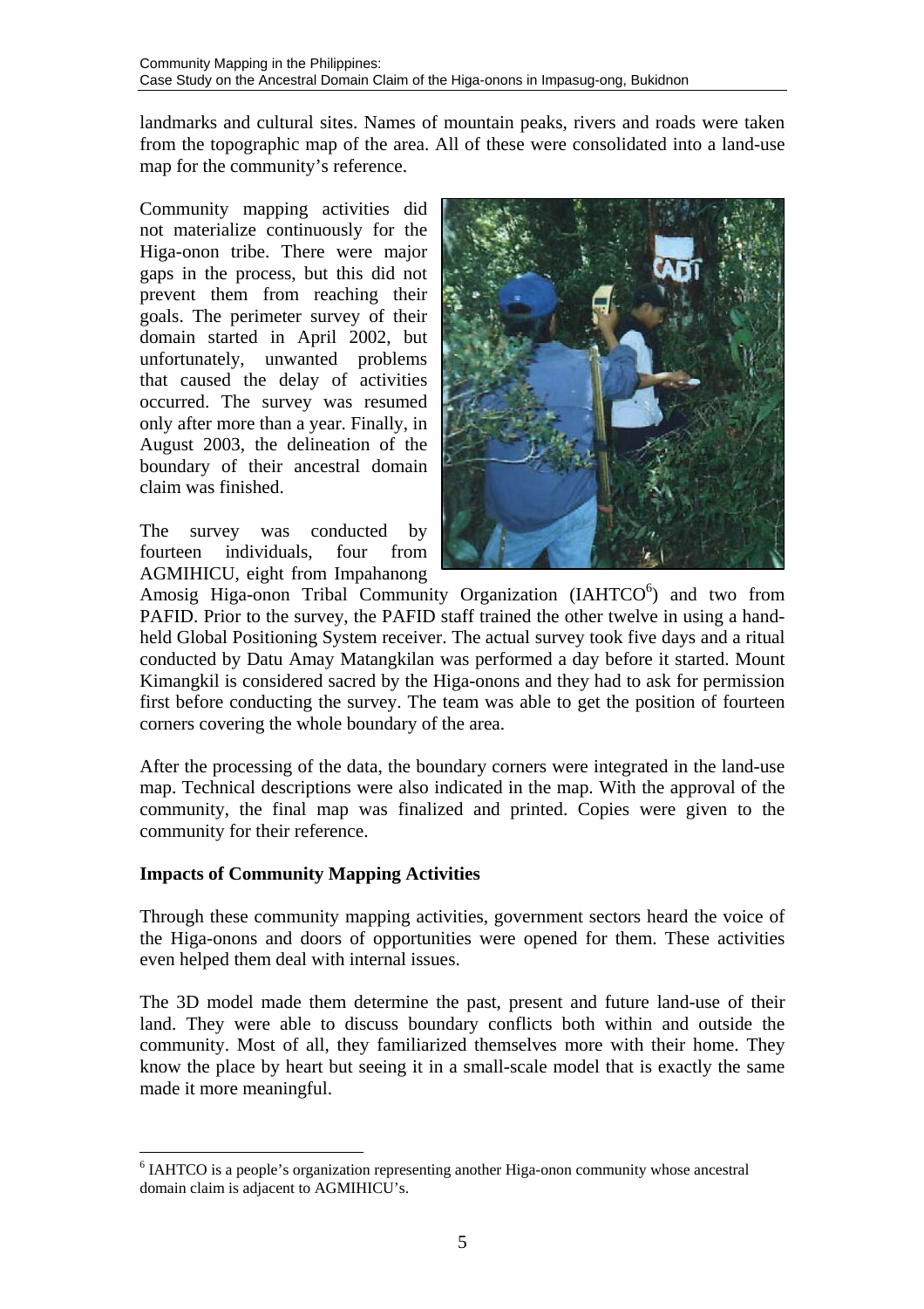landmarks and cultural sites. Names of mountain peaks, rivers and roads were taken from the topographic map of the area. All of these were consolidated into a land-use map for the community's reference.

Community mapping activities did not materialize continuously for the Higa-onon tribe. There were major gaps in the process, but this did not prevent them from reaching their goals. The perimeter survey of their domain started in April 2002, but unfortunately, unwanted problems that caused the delay of activities occurred. The survey was resumed only after more than a year. Finally, in August 2003, the delineation of the boundary of their ancestral domain claim was finished.

The survey was conducted by fourteen individuals, four from AGMIHICU, eight from Impahanong Amosig Higa-onon Tribal Community Organization (IAHTCO[6]) and two from PAFID. Prior to the survey, the PAFID staff trained the other twelve in using a hand-held Global Positioning System receiver. The actual survey took five days and a ritual conducted by Datu Amay Matangkilan was performed a day before it started. Mount Kimangkil is considered sacred by the Higa-onons and they had to ask for permission first before conducting the survey. The team was able to get the position of fourteen corners covering the whole boundary of the area.

After the processing of the data, the boundary corners were integrated in the land-use map. Technical descriptions were also indicated in the map. With the approval of the community, the final map was finalized and printed. Copies were given to the community for their reference.

**Impacts of Community Mapping Activities**

Through these community mapping activities, government sectors heard the voice of the Higa-onons and doors of opportunities were opened for them. These activities even helped them deal with internal issues.

The 3D model made them determine the past, present and future land-use of their land. They were able to discuss boundary conflicts both within and outside the community. Most of all, they familiarized themselves more with their home. They know the place by heart but seeing it in a small-scale model that is exactly the same made it more meaningful.

[6] IAHTCO is a people's organization representing another Higa-onon community whose ancestral domain claim is adjacent to AGMIHICU's.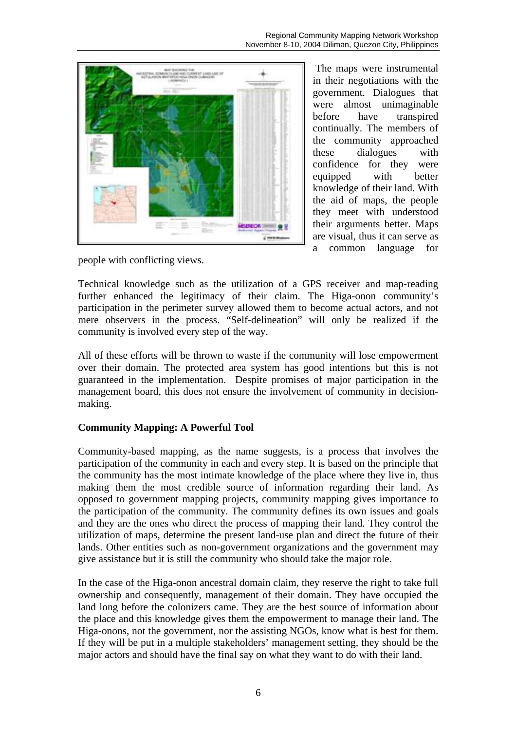The maps were instrumental in their negotiations with the government. Dialogues that were almost unimaginable before have transpired continually. The members of the community approached these dialogues with confidence for they were equipped with better knowledge of their land. With the aid of maps, the people they meet with understood their arguments better. Maps are visual, thus it can serve as a common language for people with conflicting views.

Technical knowledge such as the utilization of a GPS receiver and map-reading further enhanced the legitimacy of their claim. The Higa-onon community's participation in the perimeter survey allowed them to become actual actors, and not mere observers in the process. "Self-delineation" will only be realized if the community is involved every step of the way.

All of these efforts will be thrown to waste if the community will lose empowerment over their domain. The protected area system has good intentions but this is not guaranteed in the implementation. Despite promises of major participation in the management board, this does not ensure the involvement of community in decision-making.

**Community Mapping: A Powerful Tool**

Community-based mapping, as the name suggests, is a process that involves the participation of the community in each and every step. It is based on the principle that the community has the most intimate knowledge of the place where they live in, thus making them the most credible source of information regarding their land. As opposed to government mapping projects, community mapping gives importance to the participation of the community. The community defines its own issues and goals and they are the ones who direct the process of mapping their land. They control the utilization of maps, determine the present land-use plan and direct the future of their lands. Other entities such as non-government organizations and the government may give assistance but it is still the community who should take the major role.

In the case of the Higa-onon ancestral domain claim, they reserve the right to take full ownership and consequently, management of their domain. They have occupied the land long before the colonizers came. They are the best source of information about the place and this knowledge gives them the empowerment to manage their land. The Higa-onons, not the government, nor the assisting NGOs, know what is best for them. If they will be put in a multiple stakeholders' management setting, they should be the major actors and should have the final say on what they want to do with their land.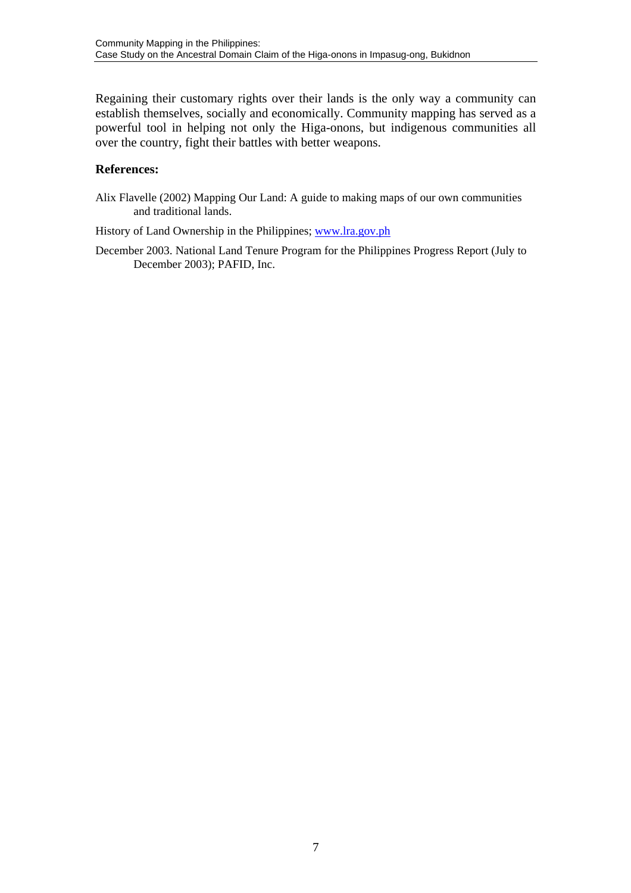Regaining their customary rights over their lands is the only way a community can establish themselves, socially and economically. Community mapping has served as a powerful tool in helping not only the Higa-onons, but indigenous communities all over the country, fight their battles with better weapons.

**References:**

Alix Flavelle (2002) Mapping Our Land: A guide to making maps of our own communities and traditional lands.

History of Land Ownership in the Philippines; www.lra.gov.ph

December 2003. National Land Tenure Program for the Philippines Progress Report (July to December 2003); PAFID, Inc.